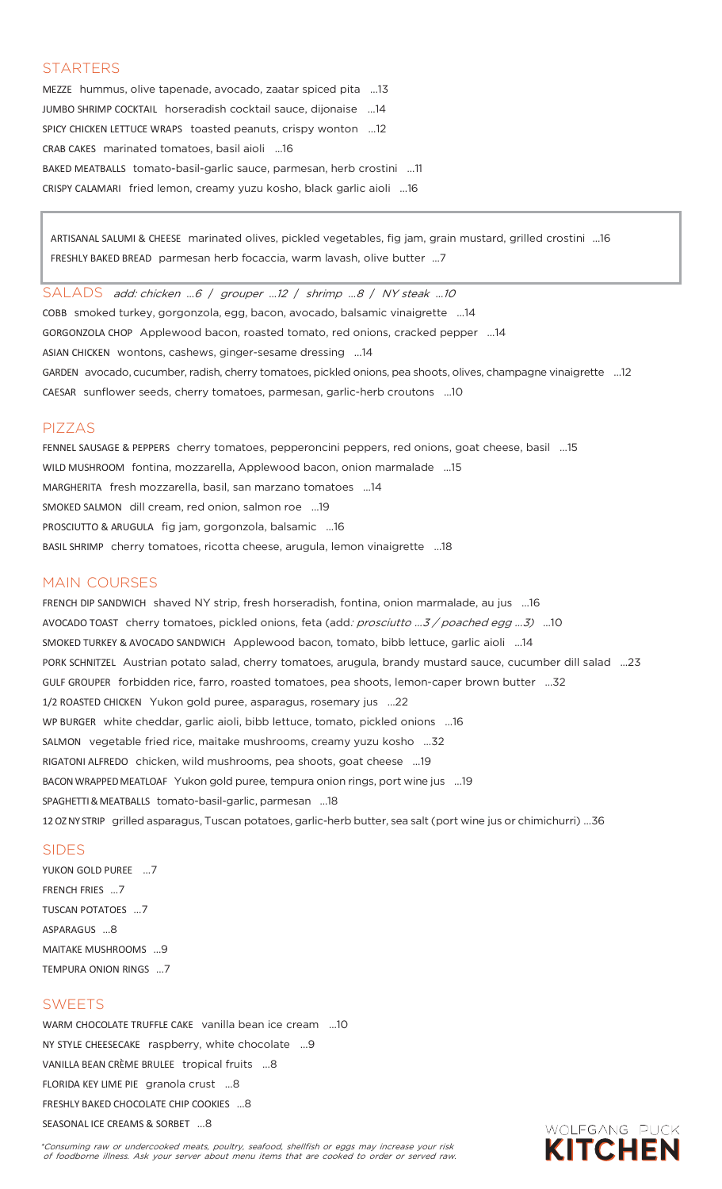## STARTERS

MEZZE hummus, olive tapenade, avocado, zaatar spiced pita ...13
JUMBO SHRIMP COCKTAIL horseradish cocktail sauce, dijonaise ...14
SPICY CHICKEN LETTUCE WRAPS toasted peanuts, crispy wonton ...12
CRAB CAKES marinated tomatoes, basil aioli ...16
BAKED MEATBALLS tomato-basil-garlic sauce, parmesan, herb crostini ...11
CRISPY CALAMARI fried lemon, creamy yuzu kosho, black garlic aioli ...16

ARTISANAL SALUMI & CHEESE marinated olives, pickled vegetables, fig jam, grain mustard, grilled crostini ...16
FRESHLY BAKED BREAD parmesan herb focaccia, warm lavash, olive butter ...7

## SALADS *add: chicken ...6 / grouper ...12 / shrimp ...8 / NY steak ...10*

COBB smoked turkey, gorgonzola, egg, bacon, avocado, balsamic vinaigrette ...14
GORGONZOLA CHOP Applewood bacon, roasted tomato, red onions, cracked pepper ...14
ASIAN CHICKEN wontons, cashews, ginger-sesame dressing ...14
GARDEN avocado, cucumber, radish, cherry tomatoes, pickled onions, pea shoots, olives, champagne vinaigrette ...12
CAESAR sunflower seeds, cherry tomatoes, parmesan, garlic-herb croutons ...10

## PIZZAS

FENNEL SAUSAGE & PEPPERS cherry tomatoes, pepperoncini peppers, red onions, goat cheese, basil ...15
WILD MUSHROOM fontina, mozzarella, Applewood bacon, onion marmalade ...15
MARGHERITA fresh mozzarella, basil, san marzano tomatoes ...14
SMOKED SALMON dill cream, red onion, salmon roe ...19
PROSCIUTTO & ARUGULA fig jam, gorgonzola, balsamic ...16
BASIL SHRIMP cherry tomatoes, ricotta cheese, arugula, lemon vinaigrette ...18

## MAIN COURSES

FRENCH DIP SANDWICH shaved NY strip, fresh horseradish, fontina, onion marmalade, au jus ...16
AVOCADO TOAST cherry tomatoes, pickled onions, feta (add*: prosciutto ...3 / poached egg ...3)* ...10
SMOKED TURKEY & AVOCADO SANDWICH Applewood bacon, tomato, bibb lettuce, garlic aioli ...14
PORK SCHNITZEL Austrian potato salad, cherry tomatoes, arugula, brandy mustard sauce, cucumber dill salad ...23
GULF GROUPER forbidden rice, farro, roasted tomatoes, pea shoots, lemon-caper brown butter ...32
1/2 ROASTED CHICKEN Yukon gold puree, asparagus, rosemary jus ...22
WP BURGER white cheddar, garlic aioli, bibb lettuce, tomato, pickled onions ...16
SALMON vegetable fried rice, maitake mushrooms, creamy yuzu kosho ...32
RIGATONI ALFREDO chicken, wild mushrooms, pea shoots, goat cheese ...19
BACON WRAPPED MEATLOAF Yukon gold puree, tempura onion rings, port wine jus ...19
SPAGHETTI & MEATBALLS tomato-basil-garlic, parmesan ...18
12 OZ NY STRIP grilled asparagus, Tuscan potatoes, garlic-herb butter, sea salt (port wine jus or chimichurri) ...36

## SIDES

YUKON GOLD PUREE ...7
FRENCH FRIES ...7
TUSCAN POTATOES ...7
ASPARAGUS ...8
MAITAKE MUSHROOMS ...9
TEMPURA ONION RINGS ...7

## SWEETS

WARM CHOCOLATE TRUFFLE CAKE vanilla bean ice cream ...10
NY STYLE CHEESECAKE raspberry, white chocolate ...9
VANILLA BEAN CRÈME BRULEE tropical fruits ...8
FLORIDA KEY LIME PIE granola crust ...8
FRESHLY BAKED CHOCOLATE CHIP COOKIES ...8
SEASONAL ICE CREAMS & SORBET ...8

*\*Consuming raw or undercooked meats, poultry, seafood, shellfish or eggs may increase your risk of foodborne illness. Ask your server about menu items that are cooked to order or served raw.*

WOLFGANG PUCK
**KITCHEN**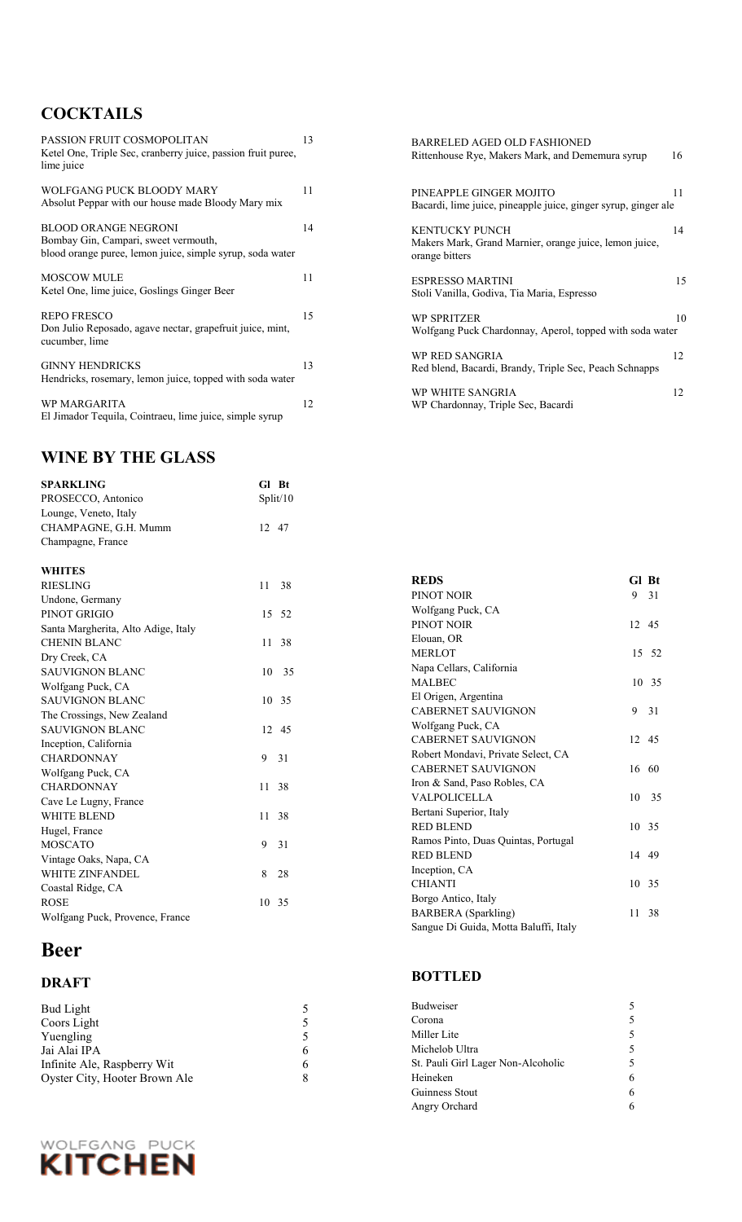## COCKTAILS

| | |
|---|---|
| PASSION FRUIT COSMOPOLITAN<br>Ketel One, Triple Sec, cranberry juice, passion fruit puree, lime juice | 13 |
| WOLFGANG PUCK BLOODY MARY<br>Absolut Peppar with our house made Bloody Mary mix | 11 |
| BLOOD ORANGE NEGRONI<br>Bombay Gin, Campari, sweet vermouth, blood orange puree, lemon juice, simple syrup, soda water | 14 |
| MOSCOW MULE<br>Ketel One, lime juice, Goslings Ginger Beer | 11 |
| REPO FRESCO<br>Don Julio Reposado, agave nectar, grapefruit juice, mint, cucumber, lime | 15 |
| GINNY HENDRICKS<br>Hendricks, rosemary, lemon juice, topped with soda water | 13 |
| WP MARGARITA<br>El Jimador Tequila, Cointraeu, lime juice, simple syrup | 12 |
| BARRELED AGED OLD FASHIONED<br>Rittenhouse Rye, Makers Mark, and Dememura syrup | 16 |
| PINEAPPLE GINGER MOJITO<br>Bacardi, lime juice, pineapple juice, ginger syrup, ginger ale | 11 |
| KENTUCKY PUNCH<br>Makers Mark, Grand Marnier, orange juice, lemon juice, orange bitters | 14 |
| ESPRESSO MARTINI<br>Stoli Vanilla, Godiva, Tia Maria, Espresso | 15 |
| WP SPRITZER<br>Wolfgang Puck Chardonnay, Aperol, topped with soda water | 10 |
| WP RED SANGRIA<br>Red blend, Bacardi, Brandy, Triple Sec, Peach Schnapps | 12 |
| WP WHITE SANGRIA<br>WP Chardonnay, Triple Sec, Bacardi | 12 |

## WINE BY THE GLASS

| SPARKLING | Gl | Bt |
|---|---|---|
| PROSECCO, Antonico<br>Lounge, Veneto, Italy | Split/10 | |
| CHAMPAGNE, G.H. Mumm<br>Champagne, France | 12 | 47 |

| WHITES | Gl | Bt |
|---|---|---|
| RIESLING<br>Undone, Germany | 11 | 38 |
| PINOT GRIGIO<br>Santa Margherita, Alto Adige, Italy | 15 | 52 |
| CHENIN BLANC<br>Dry Creek, CA | 11 | 38 |
| SAUVIGNON BLANC<br>Wolfgang Puck, CA | 10 | 35 |
| SAUVIGNON BLANC<br>The Crossings, New Zealand | 10 | 35 |
| SAUVIGNON BLANC<br>Inception, California | 12 | 45 |
| CHARDONNAY<br>Wolfgang Puck, CA | 9 | 31 |
| CHARDONNAY<br>Cave Le Lugny, France | 11 | 38 |
| WHITE BLEND<br>Hugel, France | 11 | 38 |
| MOSCATO<br>Vintage Oaks, Napa, CA | 9 | 31 |
| WHITE ZINFANDEL<br>Coastal Ridge, CA | 8 | 28 |
| ROSE<br>Wolfgang Puck, Provence, France | 10 | 35 |

| REDS | Gl | Bt |
|---|---|---|
| PINOT NOIR<br>Wolfgang Puck, CA | 9 | 31 |
| PINOT NOIR<br>Elouan, OR | 12 | 45 |
| MERLOT<br>Napa Cellars, California | 15 | 52 |
| MALBEC<br>El Origen, Argentina | 10 | 35 |
| CABERNET SAUVIGNON<br>Wolfgang Puck, CA | 9 | 31 |
| CABERNET SAUVIGNON<br>Robert Mondavi, Private Select, CA | 12 | 45 |
| CABERNET SAUVIGNON<br>Iron & Sand, Paso Robles, CA | 16 | 60 |
| VALPOLICELLA<br>Bertani Superior, Italy | 10 | 35 |
| RED BLEND<br>Ramos Pinto, Duas Quintas, Portugal | 10 | 35 |
| RED BLEND<br>Inception, CA | 14 | 49 |
| CHIANTI<br>Borgo Antico, Italy | 10 | 35 |
| BARBERA (Sparkling)<br>Sangue Di Guida, Motta Baluffi, Italy | 11 | 38 |

# Beer

### DRAFT

| | |
|---|---|
| Bud Light | 5 |
| Coors Light | 5 |
| Yuengling | 5 |
| Jai Alai IPA | 6 |
| Infinite Ale, Raspberry Wit | 6 |
| Oyster City, Hooter Brown Ale | 8 |

### BOTTLED

| | |
|---|---|
| Budweiser | 5 |
| Corona | 5 |
| Miller Lite | 5 |
| Michelob Ultra | 5 |
| St. Pauli Girl Lager Non-Alcoholic | 5 |
| Heineken | 6 |
| Guinness Stout | 6 |
| Angry Orchard | 6 |

WOLFGANG PUCK KITCHEN